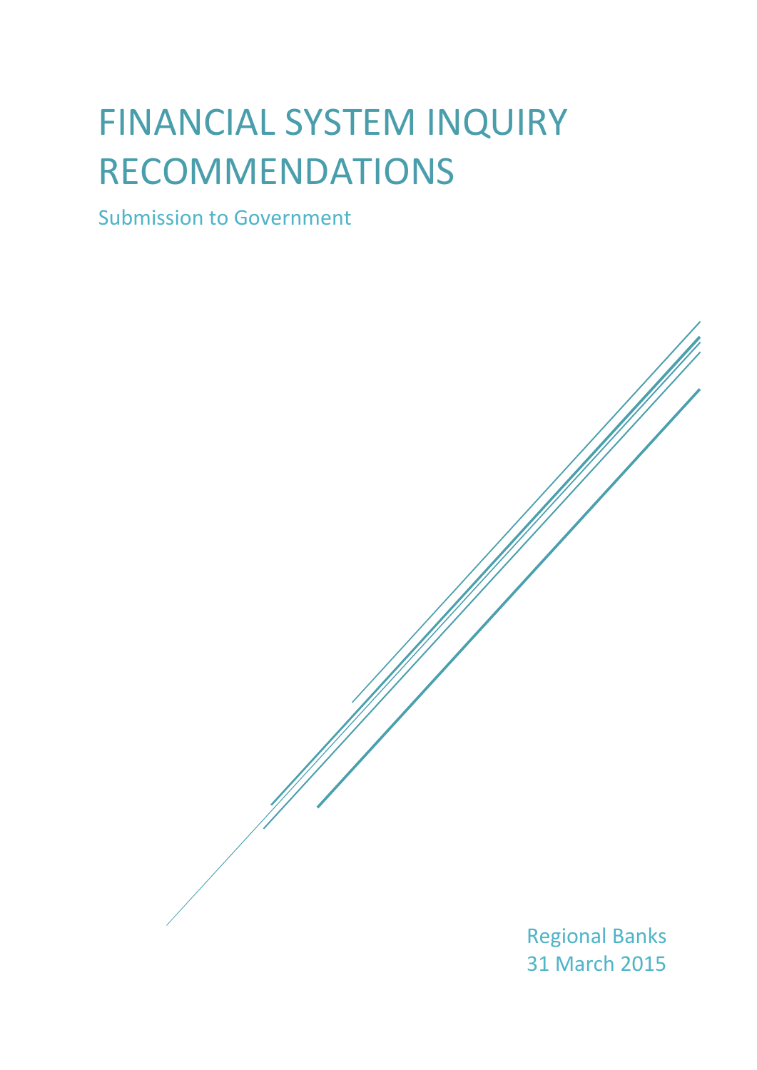# FINANCIAL SYSTEM INQUIRY RECOMMENDATIONS

Submission to Government

Regional Banks
31 March 2015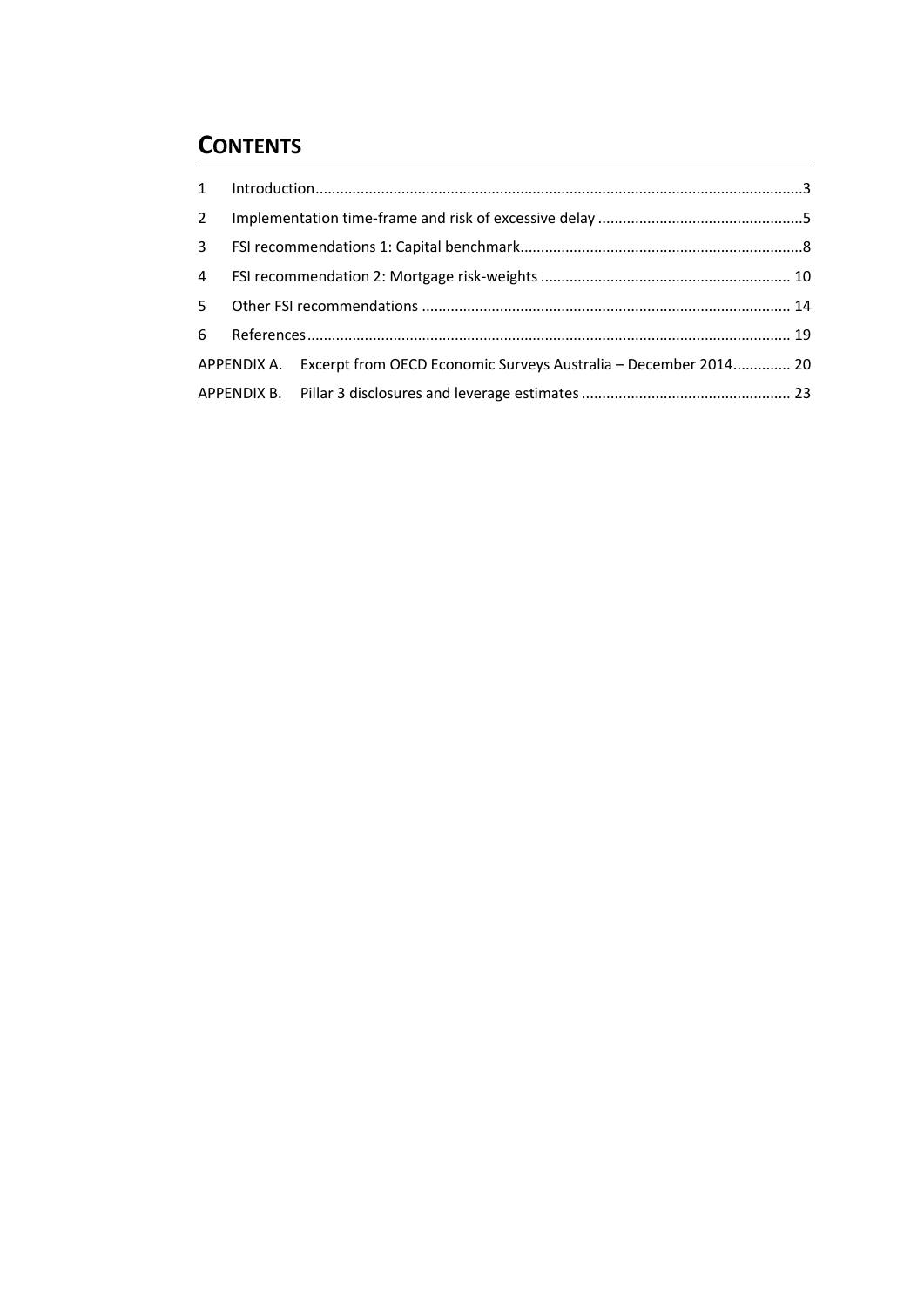# CONTENTS

| | | |
|---|---|---|
| 1 | Introduction | 3 |
| 2 | Implementation time-frame and risk of excessive delay | 5 |
| 3 | FSI recommendations 1: Capital benchmark | 8 |
| 4 | FSI recommendation 2: Mortgage risk-weights | 10 |
| 5 | Other FSI recommendations | 14 |
| 6 | References | 19 |
| APPENDIX A. | Excerpt from OECD Economic Surveys Australia – December 2014 | 20 |
| APPENDIX B. | Pillar 3 disclosures and leverage estimates | 23 |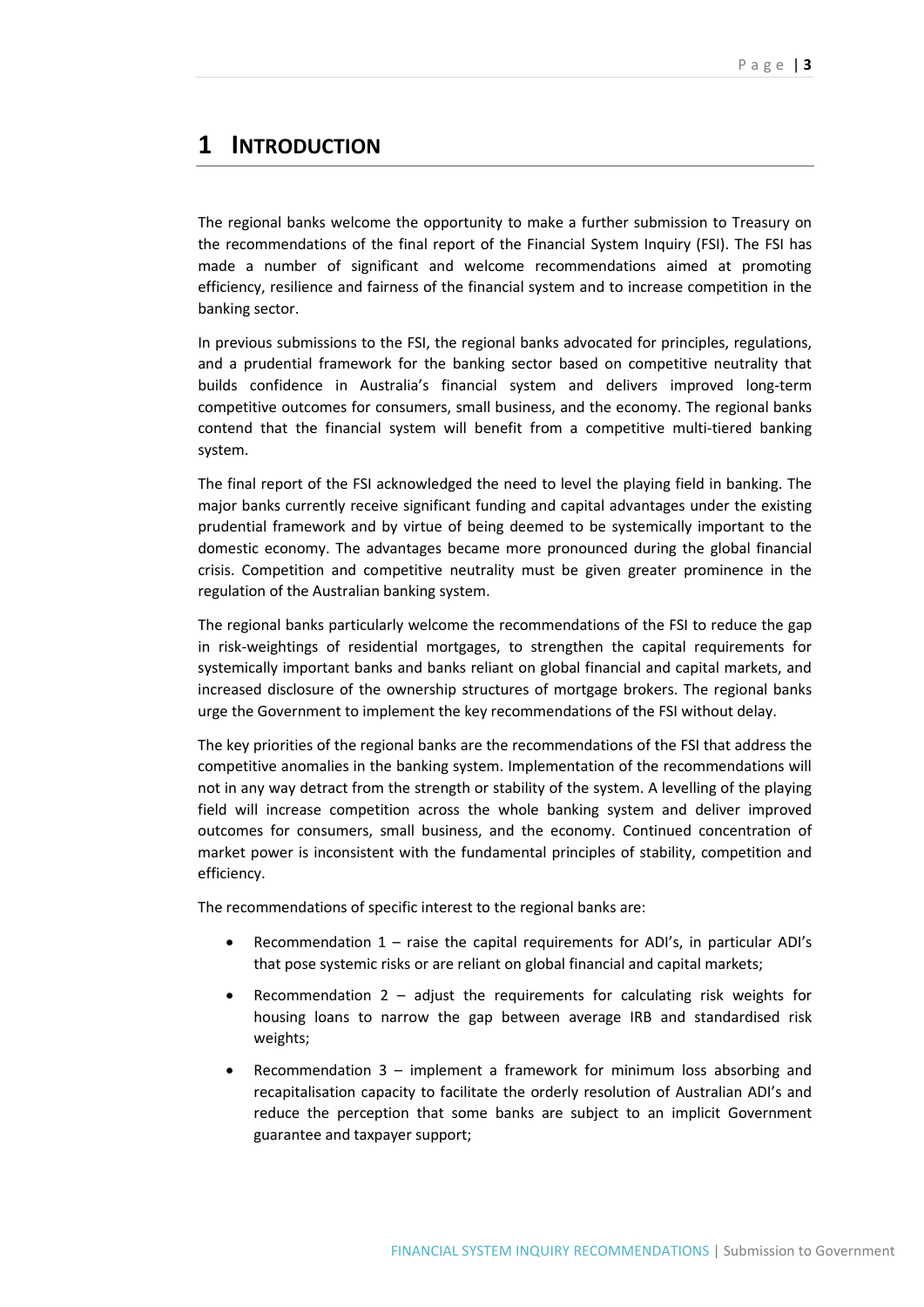# 1 INTRODUCTION

The regional banks welcome the opportunity to make a further submission to Treasury on the recommendations of the final report of the Financial System Inquiry (FSI). The FSI has made a number of significant and welcome recommendations aimed at promoting efficiency, resilience and fairness of the financial system and to increase competition in the banking sector.

In previous submissions to the FSI, the regional banks advocated for principles, regulations, and a prudential framework for the banking sector based on competitive neutrality that builds confidence in Australia's financial system and delivers improved long-term competitive outcomes for consumers, small business, and the economy. The regional banks contend that the financial system will benefit from a competitive multi-tiered banking system.

The final report of the FSI acknowledged the need to level the playing field in banking. The major banks currently receive significant funding and capital advantages under the existing prudential framework and by virtue of being deemed to be systemically important to the domestic economy. The advantages became more pronounced during the global financial crisis. Competition and competitive neutrality must be given greater prominence in the regulation of the Australian banking system.

The regional banks particularly welcome the recommendations of the FSI to reduce the gap in risk-weightings of residential mortgages, to strengthen the capital requirements for systemically important banks and banks reliant on global financial and capital markets, and increased disclosure of the ownership structures of mortgage brokers. The regional banks urge the Government to implement the key recommendations of the FSI without delay.

The key priorities of the regional banks are the recommendations of the FSI that address the competitive anomalies in the banking system. Implementation of the recommendations will not in any way detract from the strength or stability of the system. A levelling of the playing field will increase competition across the whole banking system and deliver improved outcomes for consumers, small business, and the economy. Continued concentration of market power is inconsistent with the fundamental principles of stability, competition and efficiency.

The recommendations of specific interest to the regional banks are:

- Recommendation 1 – raise the capital requirements for ADI's, in particular ADI's that pose systemic risks or are reliant on global financial and capital markets;
- Recommendation 2 – adjust the requirements for calculating risk weights for housing loans to narrow the gap between average IRB and standardised risk weights;
- Recommendation 3 – implement a framework for minimum loss absorbing and recapitalisation capacity to facilitate the orderly resolution of Australian ADI's and reduce the perception that some banks are subject to an implicit Government guarantee and taxpayer support;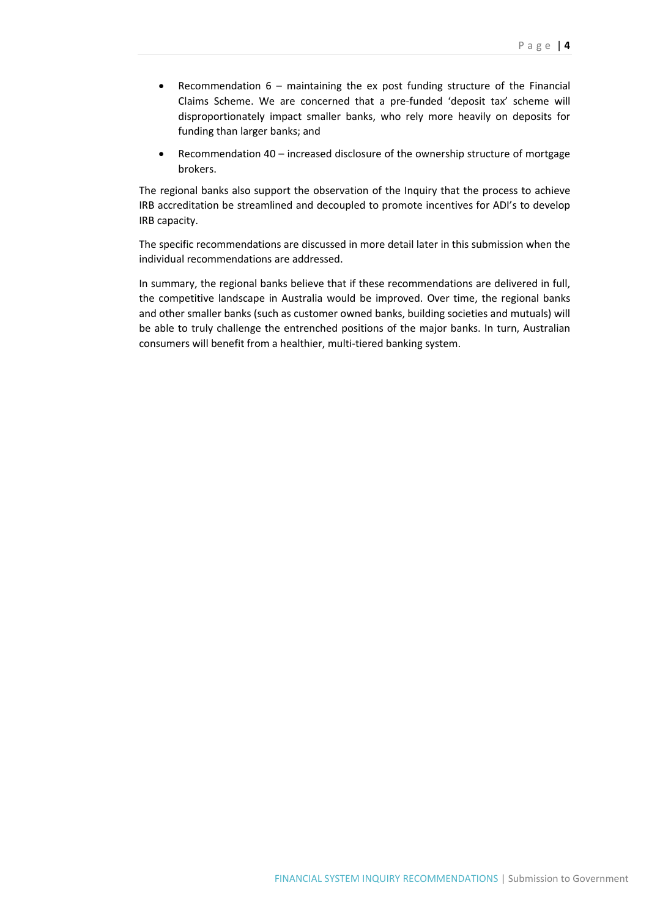- Recommendation 6 – maintaining the ex post funding structure of the Financial Claims Scheme. We are concerned that a pre-funded 'deposit tax' scheme will disproportionately impact smaller banks, who rely more heavily on deposits for funding than larger banks; and
- Recommendation 40 – increased disclosure of the ownership structure of mortgage brokers.

The regional banks also support the observation of the Inquiry that the process to achieve IRB accreditation be streamlined and decoupled to promote incentives for ADI's to develop IRB capacity.

The specific recommendations are discussed in more detail later in this submission when the individual recommendations are addressed.

In summary, the regional banks believe that if these recommendations are delivered in full, the competitive landscape in Australia would be improved. Over time, the regional banks and other smaller banks (such as customer owned banks, building societies and mutuals) will be able to truly challenge the entrenched positions of the major banks. In turn, Australian consumers will benefit from a healthier, multi-tiered banking system.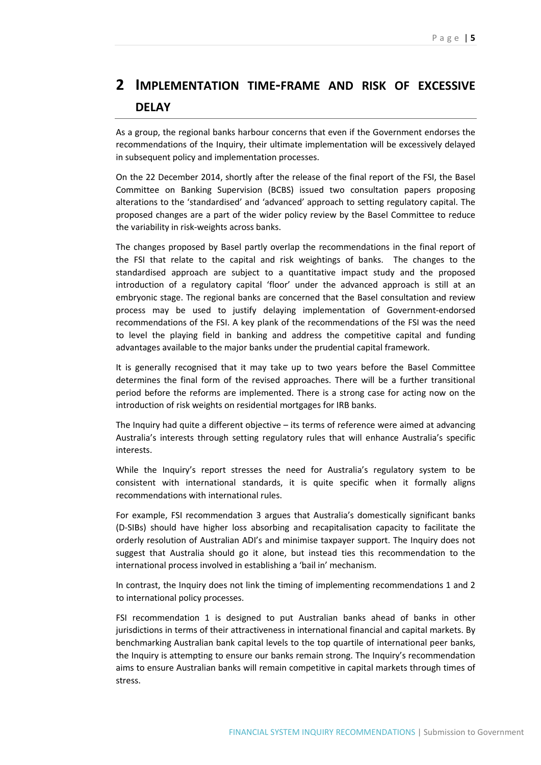# 2 Implementation time-frame and risk of excessive delay

As a group, the regional banks harbour concerns that even if the Government endorses the recommendations of the Inquiry, their ultimate implementation will be excessively delayed in subsequent policy and implementation processes.

On the 22 December 2014, shortly after the release of the final report of the FSI, the Basel Committee on Banking Supervision (BCBS) issued two consultation papers proposing alterations to the 'standardised' and 'advanced' approach to setting regulatory capital. The proposed changes are a part of the wider policy review by the Basel Committee to reduce the variability in risk-weights across banks.

The changes proposed by Basel partly overlap the recommendations in the final report of the FSI that relate to the capital and risk weightings of banks. The changes to the standardised approach are subject to a quantitative impact study and the proposed introduction of a regulatory capital 'floor' under the advanced approach is still at an embryonic stage. The regional banks are concerned that the Basel consultation and review process may be used to justify delaying implementation of Government-endorsed recommendations of the FSI. A key plank of the recommendations of the FSI was the need to level the playing field in banking and address the competitive capital and funding advantages available to the major banks under the prudential capital framework.

It is generally recognised that it may take up to two years before the Basel Committee determines the final form of the revised approaches. There will be a further transitional period before the reforms are implemented. There is a strong case for acting now on the introduction of risk weights on residential mortgages for IRB banks.

The Inquiry had quite a different objective – its terms of reference were aimed at advancing Australia's interests through setting regulatory rules that will enhance Australia's specific interests.

While the Inquiry's report stresses the need for Australia's regulatory system to be consistent with international standards, it is quite specific when it formally aligns recommendations with international rules.

For example, FSI recommendation 3 argues that Australia's domestically significant banks (D-SIBs) should have higher loss absorbing and recapitalisation capacity to facilitate the orderly resolution of Australian ADI's and minimise taxpayer support. The Inquiry does not suggest that Australia should go it alone, but instead ties this recommendation to the international process involved in establishing a 'bail in' mechanism.

In contrast, the Inquiry does not link the timing of implementing recommendations 1 and 2 to international policy processes.

FSI recommendation 1 is designed to put Australian banks ahead of banks in other jurisdictions in terms of their attractiveness in international financial and capital markets. By benchmarking Australian bank capital levels to the top quartile of international peer banks, the Inquiry is attempting to ensure our banks remain strong. The Inquiry's recommendation aims to ensure Australian banks will remain competitive in capital markets through times of stress.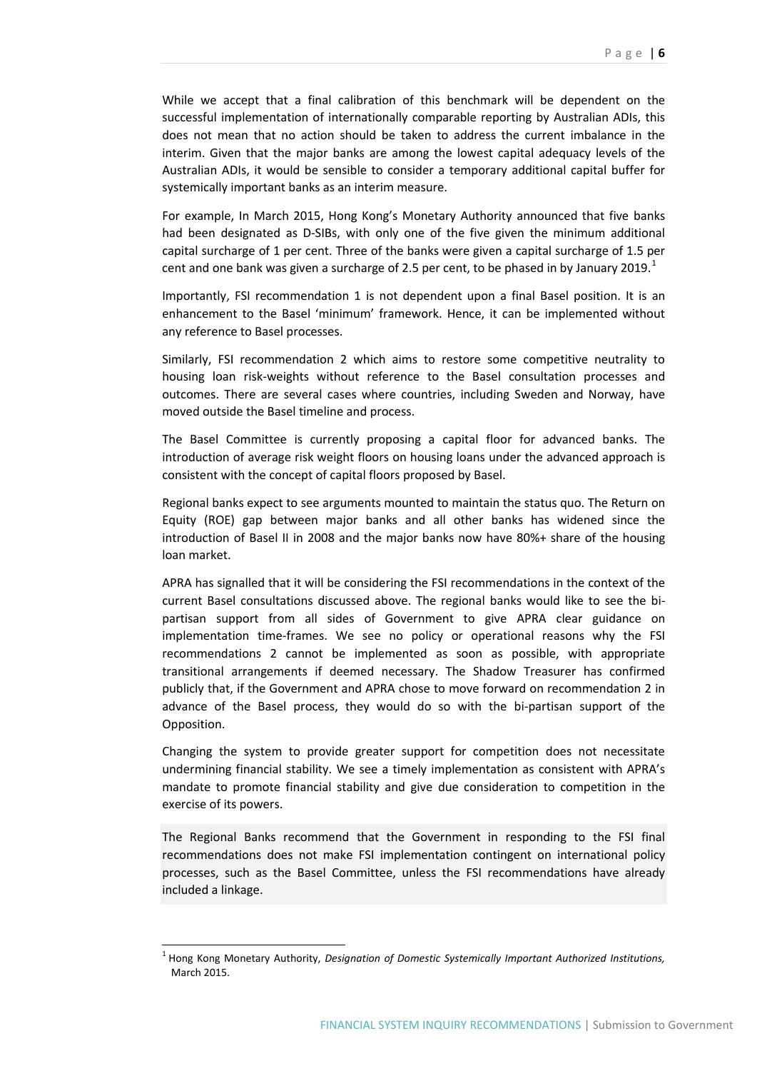While we accept that a final calibration of this benchmark will be dependent on the successful implementation of internationally comparable reporting by Australian ADIs, this does not mean that no action should be taken to address the current imbalance in the interim. Given that the major banks are among the lowest capital adequacy levels of the Australian ADIs, it would be sensible to consider a temporary additional capital buffer for systemically important banks as an interim measure.

For example, In March 2015, Hong Kong's Monetary Authority announced that five banks had been designated as D-SIBs, with only one of the five given the minimum additional capital surcharge of 1 per cent. Three of the banks were given a capital surcharge of 1.5 per cent and one bank was given a surcharge of 2.5 per cent, to be phased in by January 2019.[1]

Importantly, FSI recommendation 1 is not dependent upon a final Basel position. It is an enhancement to the Basel 'minimum' framework. Hence, it can be implemented without any reference to Basel processes.

Similarly, FSI recommendation 2 which aims to restore some competitive neutrality to housing loan risk-weights without reference to the Basel consultation processes and outcomes. There are several cases where countries, including Sweden and Norway, have moved outside the Basel timeline and process.

The Basel Committee is currently proposing a capital floor for advanced banks. The introduction of average risk weight floors on housing loans under the advanced approach is consistent with the concept of capital floors proposed by Basel.

Regional banks expect to see arguments mounted to maintain the status quo. The Return on Equity (ROE) gap between major banks and all other banks has widened since the introduction of Basel II in 2008 and the major banks now have 80%+ share of the housing loan market.

APRA has signalled that it will be considering the FSI recommendations in the context of the current Basel consultations discussed above. The regional banks would like to see the bi-partisan support from all sides of Government to give APRA clear guidance on implementation time-frames. We see no policy or operational reasons why the FSI recommendations 2 cannot be implemented as soon as possible, with appropriate transitional arrangements if deemed necessary. The Shadow Treasurer has confirmed publicly that, if the Government and APRA chose to move forward on recommendation 2 in advance of the Basel process, they would do so with the bi-partisan support of the Opposition.

Changing the system to provide greater support for competition does not necessitate undermining financial stability. We see a timely implementation as consistent with APRA's mandate to promote financial stability and give due consideration to competition in the exercise of its powers.

The Regional Banks recommend that the Government in responding to the FSI final recommendations does not make FSI implementation contingent on international policy processes, such as the Basel Committee, unless the FSI recommendations have already included a linkage.

---

[1] Hong Kong Monetary Authority, *Designation of Domestic Systemically Important Authorized Institutions,* March 2015.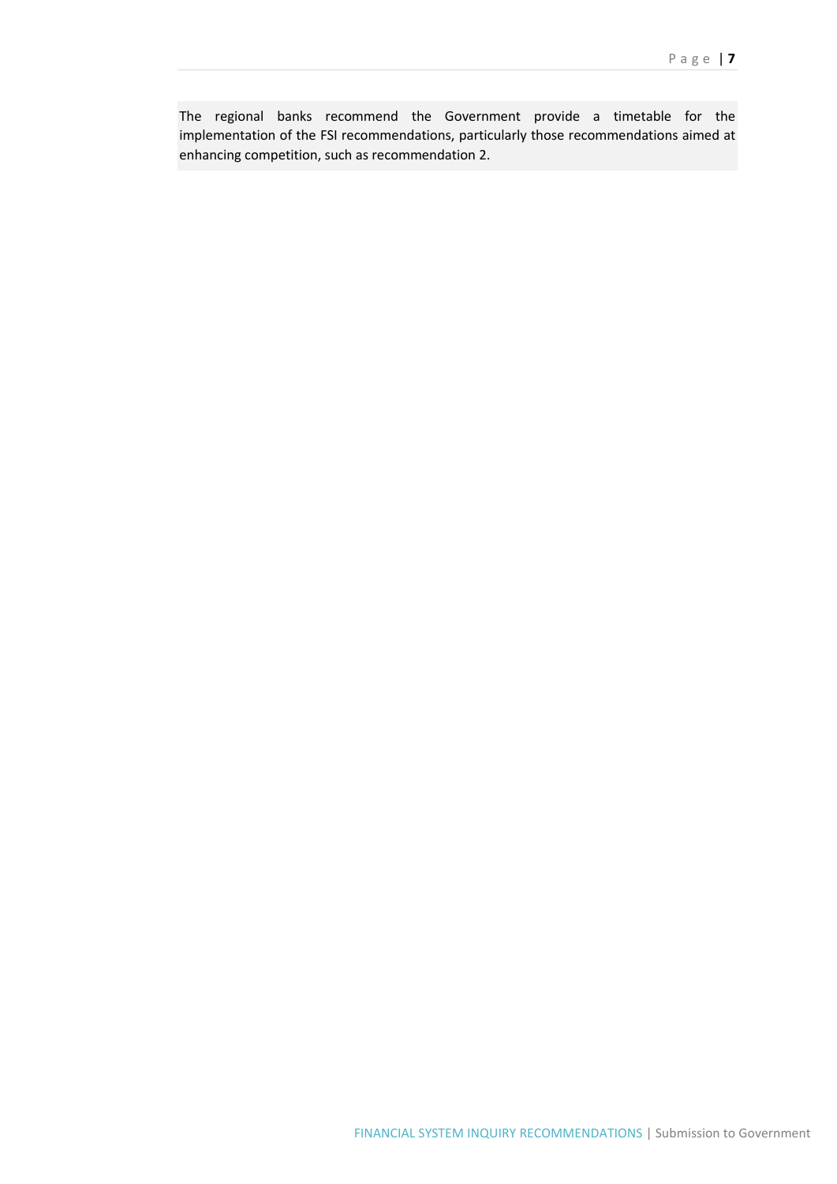The regional banks recommend the Government provide a timetable for the implementation of the FSI recommendations, particularly those recommendations aimed at enhancing competition, such as recommendation 2.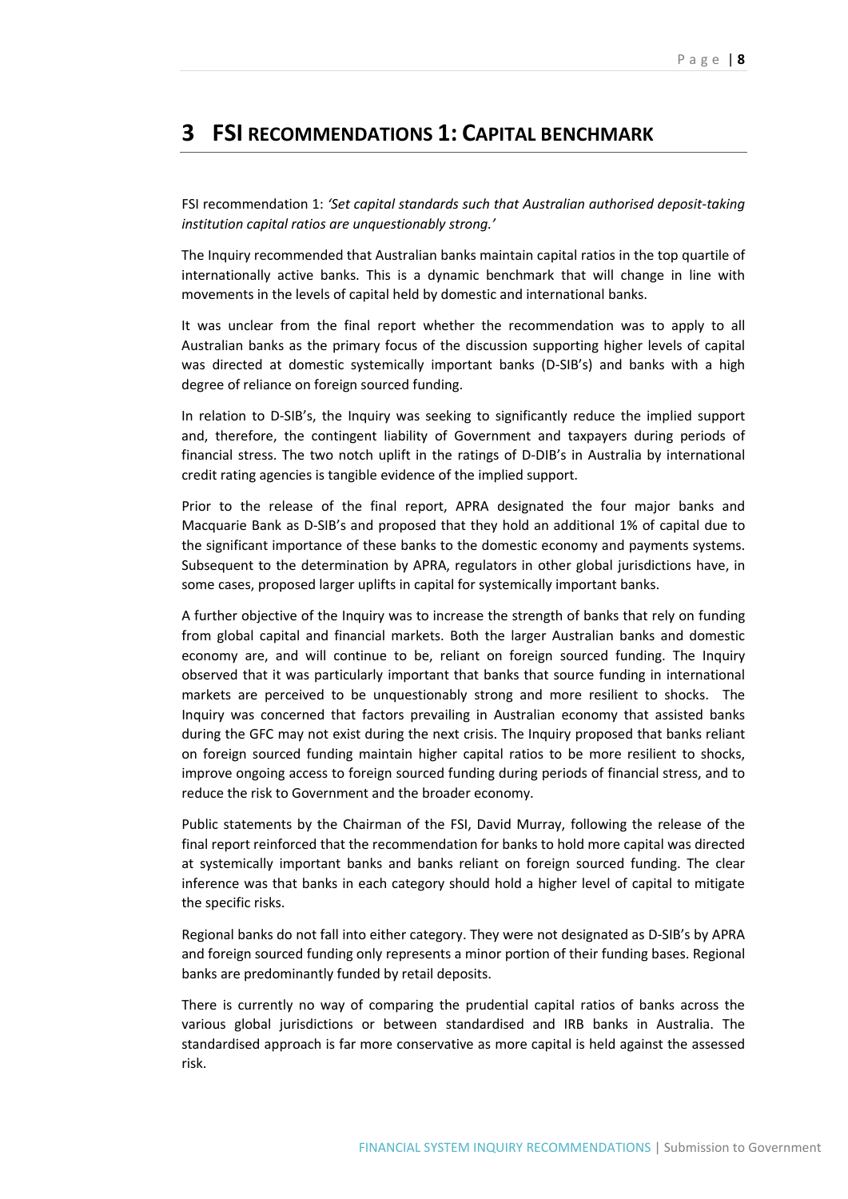# 3 FSI RECOMMENDATIONS 1: CAPITAL BENCHMARK

FSI recommendation 1: *'Set capital standards such that Australian authorised deposit-taking institution capital ratios are unquestionably strong.'*

The Inquiry recommended that Australian banks maintain capital ratios in the top quartile of internationally active banks. This is a dynamic benchmark that will change in line with movements in the levels of capital held by domestic and international banks.

It was unclear from the final report whether the recommendation was to apply to all Australian banks as the primary focus of the discussion supporting higher levels of capital was directed at domestic systemically important banks (D-SIB's) and banks with a high degree of reliance on foreign sourced funding.

In relation to D-SIB's, the Inquiry was seeking to significantly reduce the implied support and, therefore, the contingent liability of Government and taxpayers during periods of financial stress. The two notch uplift in the ratings of D-DIB's in Australia by international credit rating agencies is tangible evidence of the implied support.

Prior to the release of the final report, APRA designated the four major banks and Macquarie Bank as D-SIB's and proposed that they hold an additional 1% of capital due to the significant importance of these banks to the domestic economy and payments systems. Subsequent to the determination by APRA, regulators in other global jurisdictions have, in some cases, proposed larger uplifts in capital for systemically important banks.

A further objective of the Inquiry was to increase the strength of banks that rely on funding from global capital and financial markets. Both the larger Australian banks and domestic economy are, and will continue to be, reliant on foreign sourced funding. The Inquiry observed that it was particularly important that banks that source funding in international markets are perceived to be unquestionably strong and more resilient to shocks. The Inquiry was concerned that factors prevailing in Australian economy that assisted banks during the GFC may not exist during the next crisis. The Inquiry proposed that banks reliant on foreign sourced funding maintain higher capital ratios to be more resilient to shocks, improve ongoing access to foreign sourced funding during periods of financial stress, and to reduce the risk to Government and the broader economy.

Public statements by the Chairman of the FSI, David Murray, following the release of the final report reinforced that the recommendation for banks to hold more capital was directed at systemically important banks and banks reliant on foreign sourced funding. The clear inference was that banks in each category should hold a higher level of capital to mitigate the specific risks.

Regional banks do not fall into either category. They were not designated as D-SIB's by APRA and foreign sourced funding only represents a minor portion of their funding bases. Regional banks are predominantly funded by retail deposits.

There is currently no way of comparing the prudential capital ratios of banks across the various global jurisdictions or between standardised and IRB banks in Australia. The standardised approach is far more conservative as more capital is held against the assessed risk.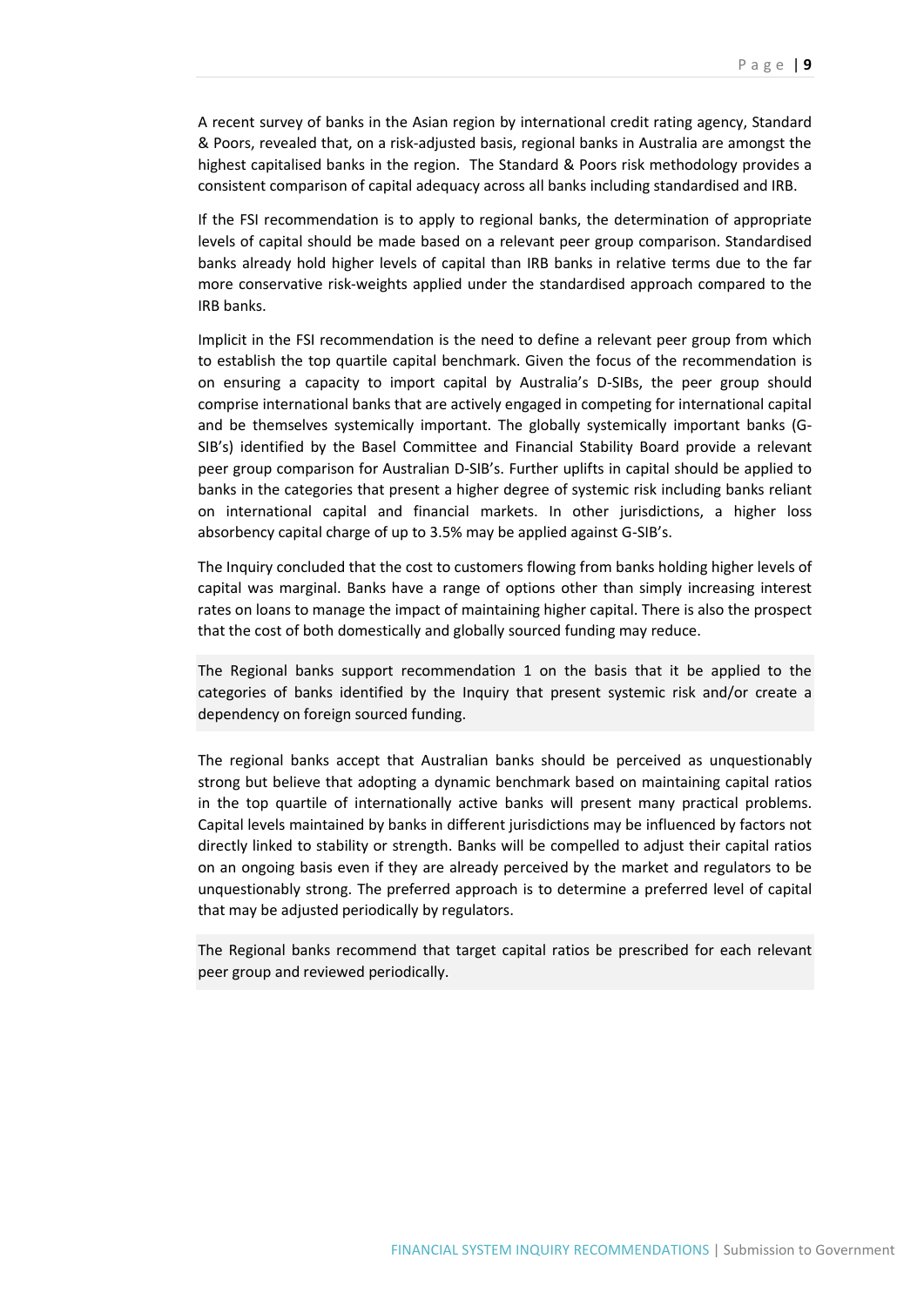A recent survey of banks in the Asian region by international credit rating agency, Standard & Poors, revealed that, on a risk-adjusted basis, regional banks in Australia are amongst the highest capitalised banks in the region. The Standard & Poors risk methodology provides a consistent comparison of capital adequacy across all banks including standardised and IRB.

If the FSI recommendation is to apply to regional banks, the determination of appropriate levels of capital should be made based on a relevant peer group comparison. Standardised banks already hold higher levels of capital than IRB banks in relative terms due to the far more conservative risk-weights applied under the standardised approach compared to the IRB banks.

Implicit in the FSI recommendation is the need to define a relevant peer group from which to establish the top quartile capital benchmark. Given the focus of the recommendation is on ensuring a capacity to import capital by Australia's D-SIBs, the peer group should comprise international banks that are actively engaged in competing for international capital and be themselves systemically important. The globally systemically important banks (G-SIB's) identified by the Basel Committee and Financial Stability Board provide a relevant peer group comparison for Australian D-SIB's. Further uplifts in capital should be applied to banks in the categories that present a higher degree of systemic risk including banks reliant on international capital and financial markets. In other jurisdictions, a higher loss absorbency capital charge of up to 3.5% may be applied against G-SIB's.

The Inquiry concluded that the cost to customers flowing from banks holding higher levels of capital was marginal. Banks have a range of options other than simply increasing interest rates on loans to manage the impact of maintaining higher capital. There is also the prospect that the cost of both domestically and globally sourced funding may reduce.

The Regional banks support recommendation 1 on the basis that it be applied to the categories of banks identified by the Inquiry that present systemic risk and/or create a dependency on foreign sourced funding.

The regional banks accept that Australian banks should be perceived as unquestionably strong but believe that adopting a dynamic benchmark based on maintaining capital ratios in the top quartile of internationally active banks will present many practical problems. Capital levels maintained by banks in different jurisdictions may be influenced by factors not directly linked to stability or strength. Banks will be compelled to adjust their capital ratios on an ongoing basis even if they are already perceived by the market and regulators to be unquestionably strong. The preferred approach is to determine a preferred level of capital that may be adjusted periodically by regulators.

The Regional banks recommend that target capital ratios be prescribed for each relevant peer group and reviewed periodically.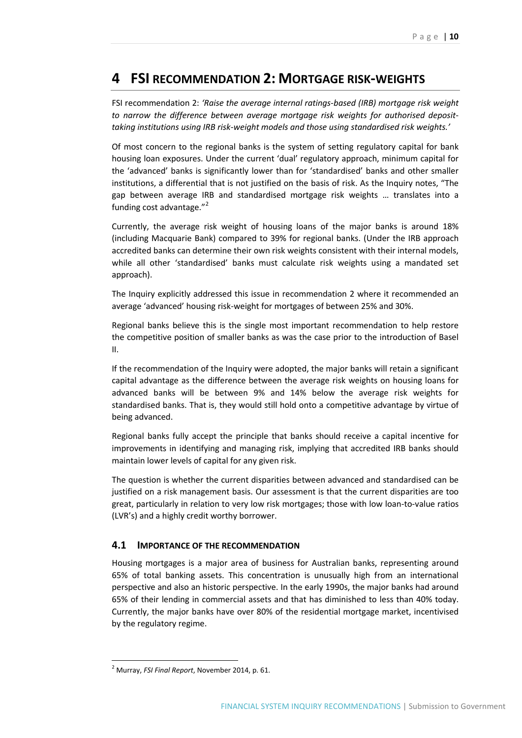# 4 FSI RECOMMENDATION 2: MORTGAGE RISK-WEIGHTS

FSI recommendation 2: *'Raise the average internal ratings-based (IRB) mortgage risk weight to narrow the difference between average mortgage risk weights for authorised deposit-taking institutions using IRB risk-weight models and those using standardised risk weights.'*

Of most concern to the regional banks is the system of setting regulatory capital for bank housing loan exposures. Under the current 'dual' regulatory approach, minimum capital for the 'advanced' banks is significantly lower than for 'standardised' banks and other smaller institutions, a differential that is not justified on the basis of risk. As the Inquiry notes, "The gap between average IRB and standardised mortgage risk weights … translates into a funding cost advantage."[2]

Currently, the average risk weight of housing loans of the major banks is around 18% (including Macquarie Bank) compared to 39% for regional banks. (Under the IRB approach accredited banks can determine their own risk weights consistent with their internal models, while all other 'standardised' banks must calculate risk weights using a mandated set approach).

The Inquiry explicitly addressed this issue in recommendation 2 where it recommended an average 'advanced' housing risk-weight for mortgages of between 25% and 30%.

Regional banks believe this is the single most important recommendation to help restore the competitive position of smaller banks as was the case prior to the introduction of Basel II.

If the recommendation of the Inquiry were adopted, the major banks will retain a significant capital advantage as the difference between the average risk weights on housing loans for advanced banks will be between 9% and 14% below the average risk weights for standardised banks. That is, they would still hold onto a competitive advantage by virtue of being advanced.

Regional banks fully accept the principle that banks should receive a capital incentive for improvements in identifying and managing risk, implying that accredited IRB banks should maintain lower levels of capital for any given risk.

The question is whether the current disparities between advanced and standardised can be justified on a risk management basis. Our assessment is that the current disparities are too great, particularly in relation to very low risk mortgages; those with low loan-to-value ratios (LVR's) and a highly credit worthy borrower.

## 4.1 IMPORTANCE OF THE RECOMMENDATION

Housing mortgages is a major area of business for Australian banks, representing around 65% of total banking assets. This concentration is unusually high from an international perspective and also an historic perspective. In the early 1990s, the major banks had around 65% of their lending in commercial assets and that has diminished to less than 40% today. Currently, the major banks have over 80% of the residential mortgage market, incentivised by the regulatory regime.

[2] Murray, *FSI Final Report*, November 2014, p. 61.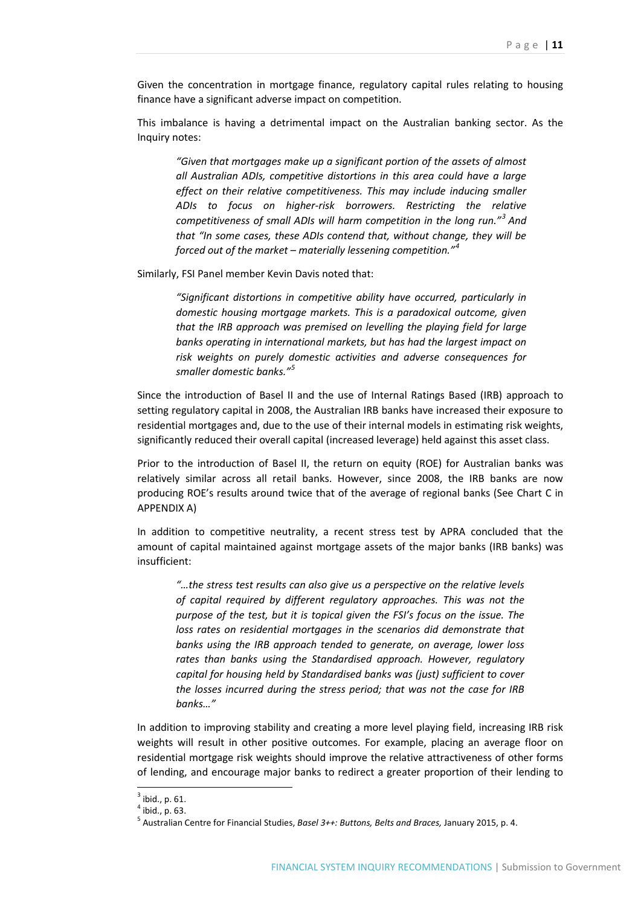Given the concentration in mortgage finance, regulatory capital rules relating to housing finance have a significant adverse impact on competition.

This imbalance is having a detrimental impact on the Australian banking sector. As the Inquiry notes:

> *"Given that mortgages make up a significant portion of the assets of almost all Australian ADIs, competitive distortions in this area could have a large effect on their relative competitiveness. This may include inducing smaller ADIs to focus on higher-risk borrowers. Restricting the relative competitiveness of small ADIs will harm competition in the long run."*[3] *And that "In some cases, these ADIs contend that, without change, they will be forced out of the market – materially lessening competition."*[4]

Similarly, FSI Panel member Kevin Davis noted that:

> *"Significant distortions in competitive ability have occurred, particularly in domestic housing mortgage markets. This is a paradoxical outcome, given that the IRB approach was premised on levelling the playing field for large banks operating in international markets, but has had the largest impact on risk weights on purely domestic activities and adverse consequences for smaller domestic banks."*[5]

Since the introduction of Basel II and the use of Internal Ratings Based (IRB) approach to setting regulatory capital in 2008, the Australian IRB banks have increased their exposure to residential mortgages and, due to the use of their internal models in estimating risk weights, significantly reduced their overall capital (increased leverage) held against this asset class.

Prior to the introduction of Basel II, the return on equity (ROE) for Australian banks was relatively similar across all retail banks. However, since 2008, the IRB banks are now producing ROE's results around twice that of the average of regional banks (See Chart C in APPENDIX A)

In addition to competitive neutrality, a recent stress test by APRA concluded that the amount of capital maintained against mortgage assets of the major banks (IRB banks) was insufficient:

> *"…the stress test results can also give us a perspective on the relative levels of capital required by different regulatory approaches. This was not the purpose of the test, but it is topical given the FSI's focus on the issue. The loss rates on residential mortgages in the scenarios did demonstrate that banks using the IRB approach tended to generate, on average, lower loss rates than banks using the Standardised approach. However, regulatory capital for housing held by Standardised banks was (just) sufficient to cover the losses incurred during the stress period; that was not the case for IRB banks…"*

In addition to improving stability and creating a more level playing field, increasing IRB risk weights will result in other positive outcomes. For example, placing an average floor on residential mortgage risk weights should improve the relative attractiveness of other forms of lending, and encourage major banks to redirect a greater proportion of their lending to

---

[3] ibid., p. 61.

[4] ibid., p. 63.

[5] Australian Centre for Financial Studies, *Basel 3++: Buttons, Belts and Braces,* January 2015, p. 4.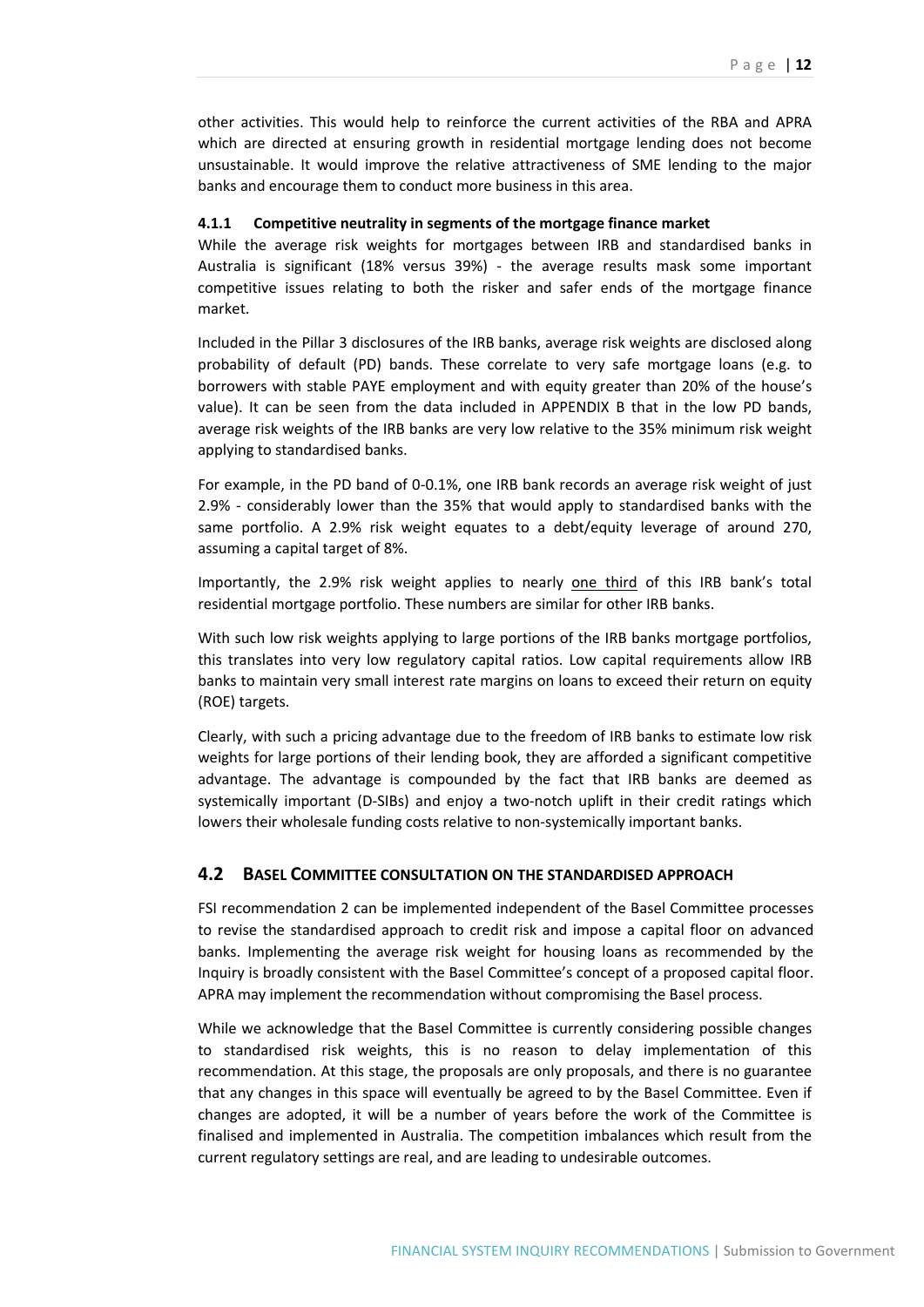other activities. This would help to reinforce the current activities of the RBA and APRA which are directed at ensuring growth in residential mortgage lending does not become unsustainable. It would improve the relative attractiveness of SME lending to the major banks and encourage them to conduct more business in this area.

#### 4.1.1 Competitive neutrality in segments of the mortgage finance market

While the average risk weights for mortgages between IRB and standardised banks in Australia is significant (18% versus 39%) - the average results mask some important competitive issues relating to both the risker and safer ends of the mortgage finance market.

Included in the Pillar 3 disclosures of the IRB banks, average risk weights are disclosed along probability of default (PD) bands. These correlate to very safe mortgage loans (e.g. to borrowers with stable PAYE employment and with equity greater than 20% of the house's value). It can be seen from the data included in APPENDIX B that in the low PD bands, average risk weights of the IRB banks are very low relative to the 35% minimum risk weight applying to standardised banks.

For example, in the PD band of 0-0.1%, one IRB bank records an average risk weight of just 2.9% - considerably lower than the 35% that would apply to standardised banks with the same portfolio. A 2.9% risk weight equates to a debt/equity leverage of around 270, assuming a capital target of 8%.

Importantly, the 2.9% risk weight applies to nearly one third of this IRB bank's total residential mortgage portfolio. These numbers are similar for other IRB banks.

With such low risk weights applying to large portions of the IRB banks mortgage portfolios, this translates into very low regulatory capital ratios. Low capital requirements allow IRB banks to maintain very small interest rate margins on loans to exceed their return on equity (ROE) targets.

Clearly, with such a pricing advantage due to the freedom of IRB banks to estimate low risk weights for large portions of their lending book, they are afforded a significant competitive advantage. The advantage is compounded by the fact that IRB banks are deemed as systemically important (D-SIBs) and enjoy a two-notch uplift in their credit ratings which lowers their wholesale funding costs relative to non-systemically important banks.

### 4.2 Basel Committee Consultation on the Standardised Approach

FSI recommendation 2 can be implemented independent of the Basel Committee processes to revise the standardised approach to credit risk and impose a capital floor on advanced banks. Implementing the average risk weight for housing loans as recommended by the Inquiry is broadly consistent with the Basel Committee's concept of a proposed capital floor. APRA may implement the recommendation without compromising the Basel process.

While we acknowledge that the Basel Committee is currently considering possible changes to standardised risk weights, this is no reason to delay implementation of this recommendation. At this stage, the proposals are only proposals, and there is no guarantee that any changes in this space will eventually be agreed to by the Basel Committee. Even if changes are adopted, it will be a number of years before the work of the Committee is finalised and implemented in Australia. The competition imbalances which result from the current regulatory settings are real, and are leading to undesirable outcomes.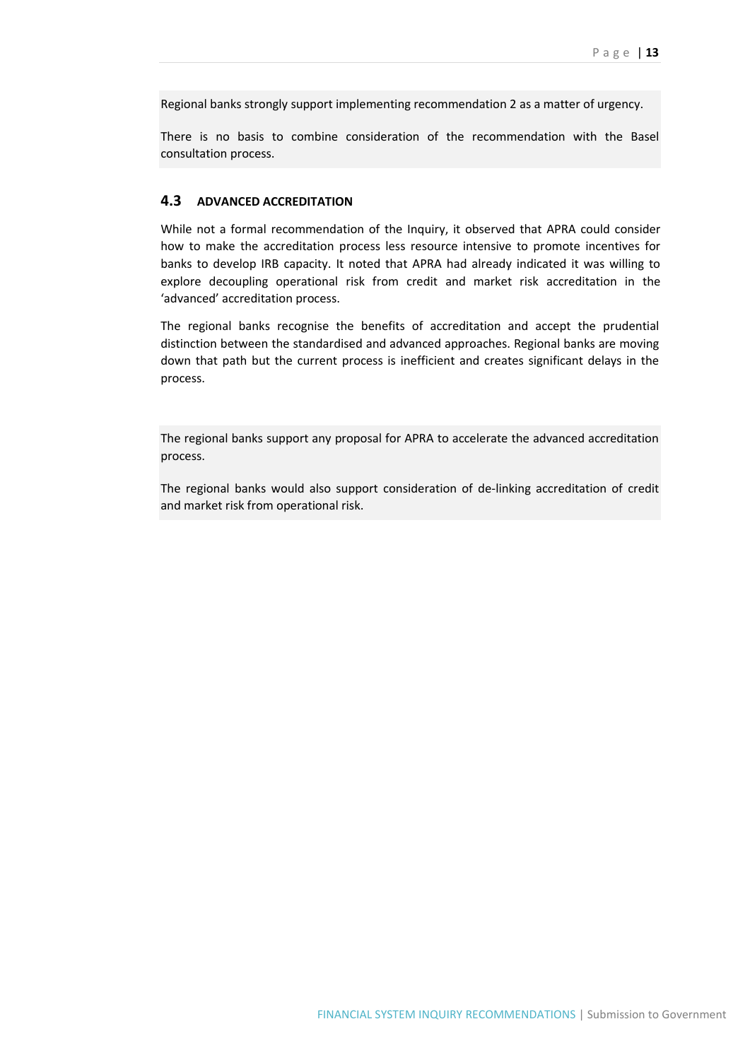Regional banks strongly support implementing recommendation 2 as a matter of urgency.

There is no basis to combine consideration of the recommendation with the Basel consultation process.

## 4.3 ADVANCED ACCREDITATION

While not a formal recommendation of the Inquiry, it observed that APRA could consider how to make the accreditation process less resource intensive to promote incentives for banks to develop IRB capacity. It noted that APRA had already indicated it was willing to explore decoupling operational risk from credit and market risk accreditation in the 'advanced' accreditation process.

The regional banks recognise the benefits of accreditation and accept the prudential distinction between the standardised and advanced approaches. Regional banks are moving down that path but the current process is inefficient and creates significant delays in the process.

The regional banks support any proposal for APRA to accelerate the advanced accreditation process.

The regional banks would also support consideration of de-linking accreditation of credit and market risk from operational risk.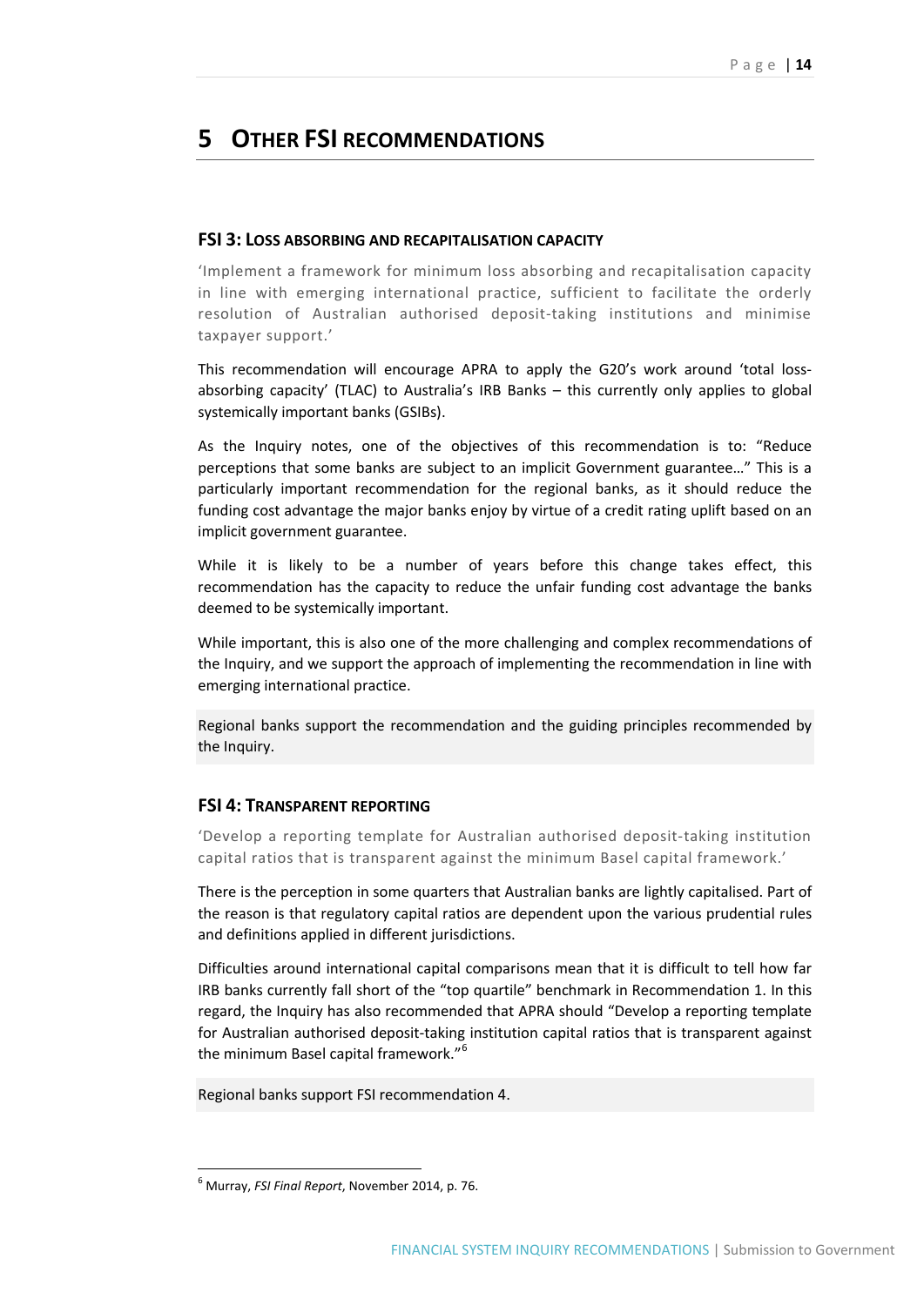# 5 OTHER FSI RECOMMENDATIONS

### FSI 3: LOSS ABSORBING AND RECAPITALISATION CAPACITY

'Implement a framework for minimum loss absorbing and recapitalisation capacity in line with emerging international practice, sufficient to facilitate the orderly resolution of Australian authorised deposit-taking institutions and minimise taxpayer support.'

This recommendation will encourage APRA to apply the G20's work around 'total loss-absorbing capacity' (TLAC) to Australia's IRB Banks – this currently only applies to global systemically important banks (GSIBs).

As the Inquiry notes, one of the objectives of this recommendation is to: "Reduce perceptions that some banks are subject to an implicit Government guarantee…" This is a particularly important recommendation for the regional banks, as it should reduce the funding cost advantage the major banks enjoy by virtue of a credit rating uplift based on an implicit government guarantee.

While it is likely to be a number of years before this change takes effect, this recommendation has the capacity to reduce the unfair funding cost advantage the banks deemed to be systemically important.

While important, this is also one of the more challenging and complex recommendations of the Inquiry, and we support the approach of implementing the recommendation in line with emerging international practice.

Regional banks support the recommendation and the guiding principles recommended by the Inquiry.

### FSI 4: TRANSPARENT REPORTING

'Develop a reporting template for Australian authorised deposit-taking institution capital ratios that is transparent against the minimum Basel capital framework.'

There is the perception in some quarters that Australian banks are lightly capitalised. Part of the reason is that regulatory capital ratios are dependent upon the various prudential rules and definitions applied in different jurisdictions.

Difficulties around international capital comparisons mean that it is difficult to tell how far IRB banks currently fall short of the "top quartile" benchmark in Recommendation 1. In this regard, the Inquiry has also recommended that APRA should "Develop a reporting template for Australian authorised deposit-taking institution capital ratios that is transparent against the minimum Basel capital framework."[6]

Regional banks support FSI recommendation 4.

---

[6] Murray, *FSI Final Report*, November 2014, p. 76.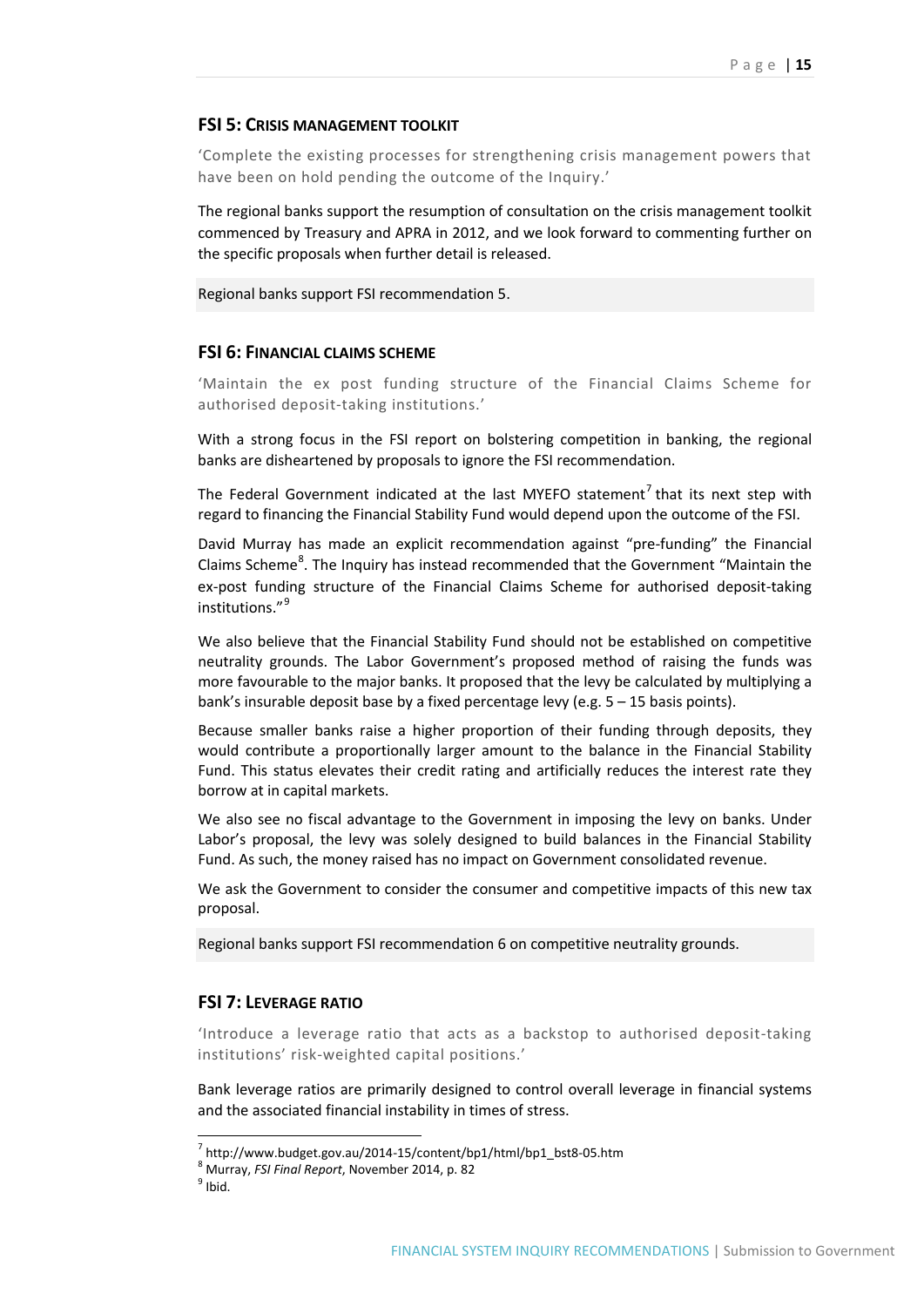## FSI 5: Crisis Management Toolkit

'Complete the existing processes for strengthening crisis management powers that have been on hold pending the outcome of the Inquiry.'

The regional banks support the resumption of consultation on the crisis management toolkit commenced by Treasury and APRA in 2012, and we look forward to commenting further on the specific proposals when further detail is released.

Regional banks support FSI recommendation 5.

## FSI 6: Financial Claims Scheme

'Maintain the ex post funding structure of the Financial Claims Scheme for authorised deposit-taking institutions.'

With a strong focus in the FSI report on bolstering competition in banking, the regional banks are disheartened by proposals to ignore the FSI recommendation.

The Federal Government indicated at the last MYEFO statement[7] that its next step with regard to financing the Financial Stability Fund would depend upon the outcome of the FSI.

David Murray has made an explicit recommendation against "pre-funding" the Financial Claims Scheme[8]. The Inquiry has instead recommended that the Government "Maintain the ex-post funding structure of the Financial Claims Scheme for authorised deposit-taking institutions."[9]

We also believe that the Financial Stability Fund should not be established on competitive neutrality grounds. The Labor Government's proposed method of raising the funds was more favourable to the major banks. It proposed that the levy be calculated by multiplying a bank's insurable deposit base by a fixed percentage levy (e.g. 5 – 15 basis points).

Because smaller banks raise a higher proportion of their funding through deposits, they would contribute a proportionally larger amount to the balance in the Financial Stability Fund. This status elevates their credit rating and artificially reduces the interest rate they borrow at in capital markets.

We also see no fiscal advantage to the Government in imposing the levy on banks. Under Labor's proposal, the levy was solely designed to build balances in the Financial Stability Fund. As such, the money raised has no impact on Government consolidated revenue.

We ask the Government to consider the consumer and competitive impacts of this new tax proposal.

Regional banks support FSI recommendation 6 on competitive neutrality grounds.

## FSI 7: Leverage Ratio

'Introduce a leverage ratio that acts as a backstop to authorised deposit-taking institutions' risk-weighted capital positions.'

Bank leverage ratios are primarily designed to control overall leverage in financial systems and the associated financial instability in times of stress.

---

[7] http://www.budget.gov.au/2014-15/content/bp1/html/bp1_bst8-05.htm

[8] Murray, *FSI Final Report*, November 2014, p. 82

[9] Ibid.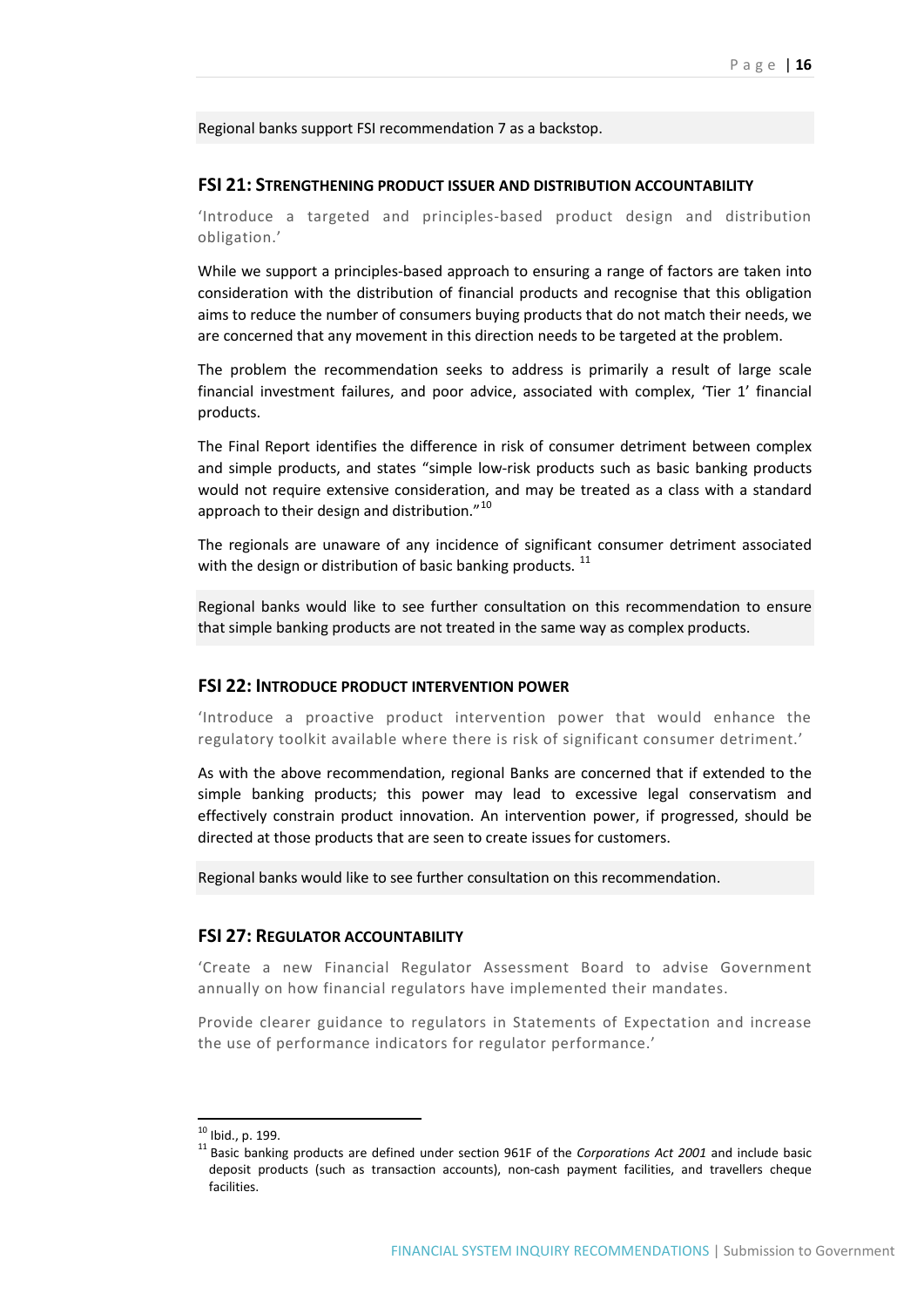Regional banks support FSI recommendation 7 as a backstop.

### FSI 21: Strengthening product issuer and distribution accountability

'Introduce a targeted and principles-based product design and distribution obligation.'

While we support a principles-based approach to ensuring a range of factors are taken into consideration with the distribution of financial products and recognise that this obligation aims to reduce the number of consumers buying products that do not match their needs, we are concerned that any movement in this direction needs to be targeted at the problem.

The problem the recommendation seeks to address is primarily a result of large scale financial investment failures, and poor advice, associated with complex, 'Tier 1' financial products.

The Final Report identifies the difference in risk of consumer detriment between complex and simple products, and states "simple low-risk products such as basic banking products would not require extensive consideration, and may be treated as a class with a standard approach to their design and distribution."[10]

The regionals are unaware of any incidence of significant consumer detriment associated with the design or distribution of basic banking products. [11]

Regional banks would like to see further consultation on this recommendation to ensure that simple banking products are not treated in the same way as complex products.

### FSI 22: Introduce product intervention power

'Introduce a proactive product intervention power that would enhance the regulatory toolkit available where there is risk of significant consumer detriment.'

As with the above recommendation, regional Banks are concerned that if extended to the simple banking products; this power may lead to excessive legal conservatism and effectively constrain product innovation. An intervention power, if progressed, should be directed at those products that are seen to create issues for customers.

Regional banks would like to see further consultation on this recommendation.

### FSI 27: Regulator accountability

'Create a new Financial Regulator Assessment Board to advise Government annually on how financial regulators have implemented their mandates.

Provide clearer guidance to regulators in Statements of Expectation and increase the use of performance indicators for regulator performance.'

---

[10] Ibid., p. 199.

[11] Basic banking products are defined under section 961F of the *Corporations Act 2001* and include basic deposit products (such as transaction accounts), non-cash payment facilities, and travellers cheque facilities.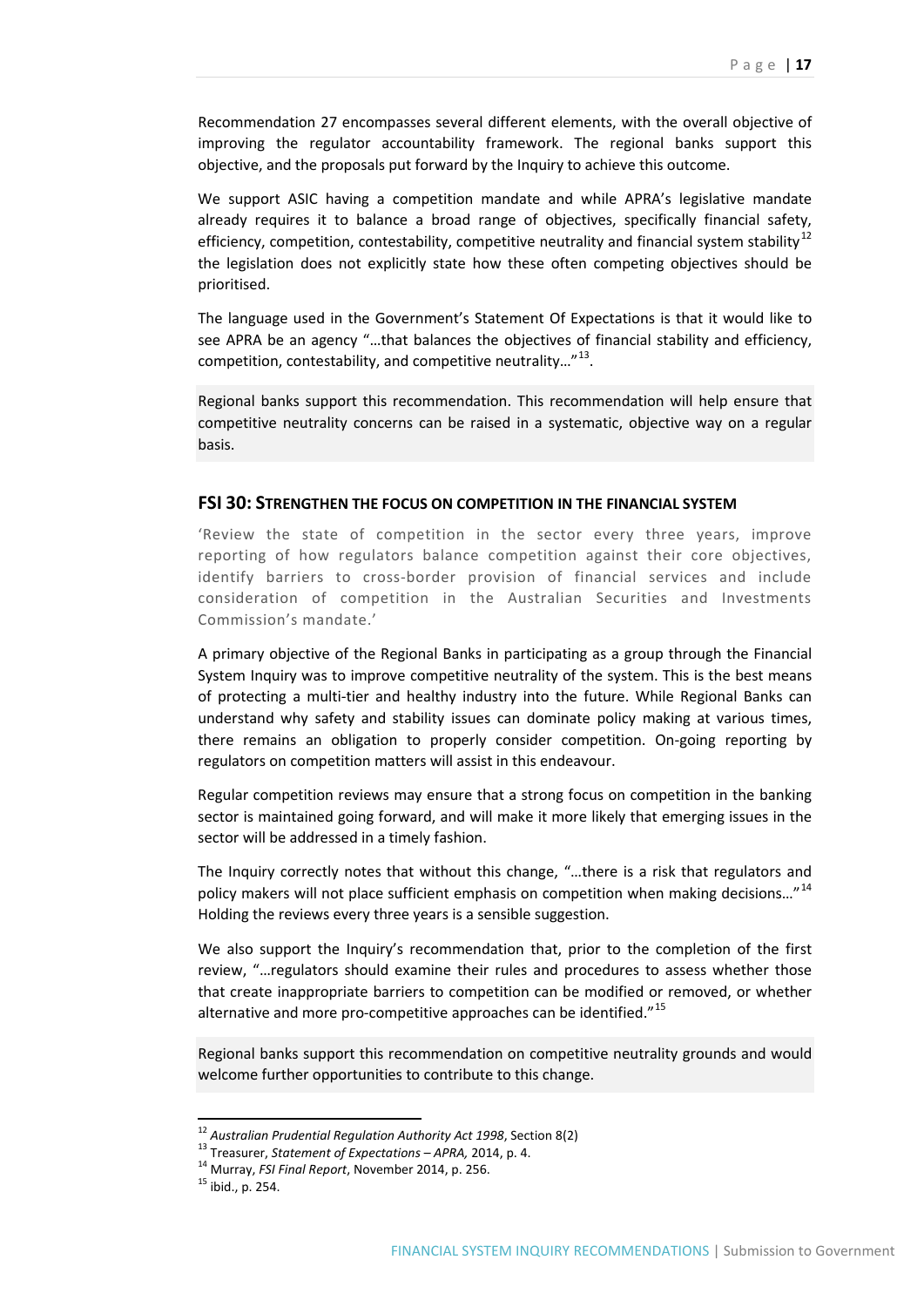Recommendation 27 encompasses several different elements, with the overall objective of improving the regulator accountability framework. The regional banks support this objective, and the proposals put forward by the Inquiry to achieve this outcome.

We support ASIC having a competition mandate and while APRA's legislative mandate already requires it to balance a broad range of objectives, specifically financial safety, efficiency, competition, contestability, competitive neutrality and financial system stability[12] the legislation does not explicitly state how these often competing objectives should be prioritised.

The language used in the Government's Statement Of Expectations is that it would like to see APRA be an agency "…that balances the objectives of financial stability and efficiency, competition, contestability, and competitive neutrality…"[13].

Regional banks support this recommendation. This recommendation will help ensure that competitive neutrality concerns can be raised in a systematic, objective way on a regular basis.

### FSI 30: Strengthen the focus on competition in the financial system

'Review the state of competition in the sector every three years, improve reporting of how regulators balance competition against their core objectives, identify barriers to cross-border provision of financial services and include consideration of competition in the Australian Securities and Investments Commission's mandate.'

A primary objective of the Regional Banks in participating as a group through the Financial System Inquiry was to improve competitive neutrality of the system. This is the best means of protecting a multi-tier and healthy industry into the future. While Regional Banks can understand why safety and stability issues can dominate policy making at various times, there remains an obligation to properly consider competition. On-going reporting by regulators on competition matters will assist in this endeavour.

Regular competition reviews may ensure that a strong focus on competition in the banking sector is maintained going forward, and will make it more likely that emerging issues in the sector will be addressed in a timely fashion.

The Inquiry correctly notes that without this change, "…there is a risk that regulators and policy makers will not place sufficient emphasis on competition when making decisions…"[14] Holding the reviews every three years is a sensible suggestion.

We also support the Inquiry's recommendation that, prior to the completion of the first review, "…regulators should examine their rules and procedures to assess whether those that create inappropriate barriers to competition can be modified or removed, or whether alternative and more pro-competitive approaches can be identified."[15]

Regional banks support this recommendation on competitive neutrality grounds and would welcome further opportunities to contribute to this change.

---

[12] *Australian Prudential Regulation Authority Act 1998*, Section 8(2)

[13] Treasurer, *Statement of Expectations – APRA,* 2014, p. 4.

[14] Murray, *FSI Final Report*, November 2014, p. 256.

[15] ibid., p. 254.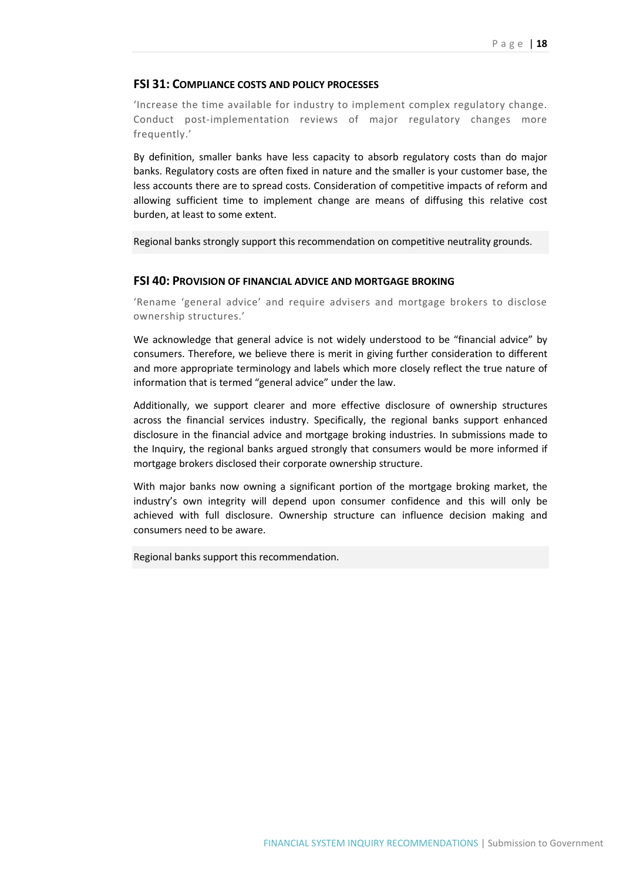## FSI 31: Compliance costs and policy processes

'Increase the time available for industry to implement complex regulatory change. Conduct post-implementation reviews of major regulatory changes more frequently.'

By definition, smaller banks have less capacity to absorb regulatory costs than do major banks. Regulatory costs are often fixed in nature and the smaller is your customer base, the less accounts there are to spread costs. Consideration of competitive impacts of reform and allowing sufficient time to implement change are means of diffusing this relative cost burden, at least to some extent.

Regional banks strongly support this recommendation on competitive neutrality grounds.

## FSI 40: Provision of financial advice and mortgage broking

'Rename 'general advice' and require advisers and mortgage brokers to disclose ownership structures.'

We acknowledge that general advice is not widely understood to be "financial advice" by consumers. Therefore, we believe there is merit in giving further consideration to different and more appropriate terminology and labels which more closely reflect the true nature of information that is termed "general advice" under the law.

Additionally, we support clearer and more effective disclosure of ownership structures across the financial services industry. Specifically, the regional banks support enhanced disclosure in the financial advice and mortgage broking industries. In submissions made to the Inquiry, the regional banks argued strongly that consumers would be more informed if mortgage brokers disclosed their corporate ownership structure.

With major banks now owning a significant portion of the mortgage broking market, the industry's own integrity will depend upon consumer confidence and this will only be achieved with full disclosure. Ownership structure can influence decision making and consumers need to be aware.

Regional banks support this recommendation.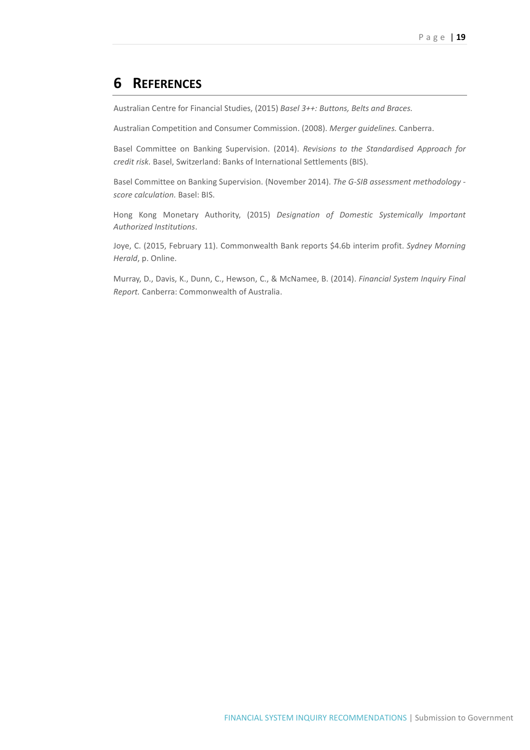# 6 REFERENCES

Australian Centre for Financial Studies, (2015) *Basel 3++: Buttons, Belts and Braces.*

Australian Competition and Consumer Commission. (2008). *Merger guidelines.* Canberra.

Basel Committee on Banking Supervision. (2014). *Revisions to the Standardised Approach for credit risk.* Basel, Switzerland: Banks of International Settlements (BIS).

Basel Committee on Banking Supervision. (November 2014). *The G-SIB assessment methodology - score calculation.* Basel: BIS.

Hong Kong Monetary Authority, (2015) *Designation of Domestic Systemically Important Authorized Institutions*.

Joye, C. (2015, February 11). Commonwealth Bank reports $4.6b interim profit. *Sydney Morning Herald*, p. Online.

Murray, D., Davis, K., Dunn, C., Hewson, C., & McNamee, B. (2014). *Financial System Inquiry Final Report.* Canberra: Commonwealth of Australia.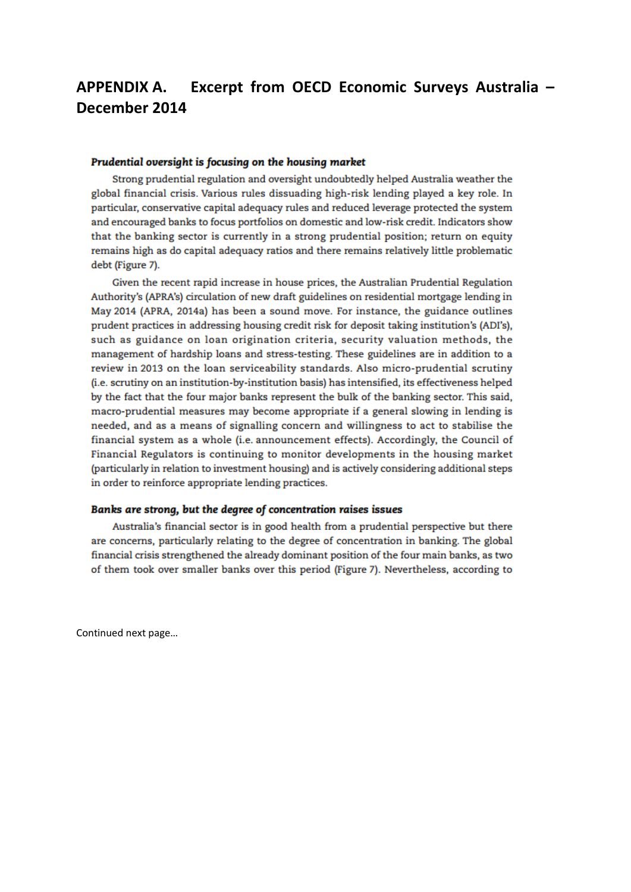# APPENDIX A. Excerpt from OECD Economic Surveys Australia – December 2014

### *Prudential oversight is focusing on the housing market*

Strong prudential regulation and oversight undoubtedly helped Australia weather the global financial crisis. Various rules dissuading high-risk lending played a key role. In particular, conservative capital adequacy rules and reduced leverage protected the system and encouraged banks to focus portfolios on domestic and low-risk credit. Indicators show that the banking sector is currently in a strong prudential position; return on equity remains high as do capital adequacy ratios and there remains relatively little problematic debt (Figure 7).

Given the recent rapid increase in house prices, the Australian Prudential Regulation Authority's (APRA's) circulation of new draft guidelines on residential mortgage lending in May 2014 (APRA, 2014a) has been a sound move. For instance, the guidance outlines prudent practices in addressing housing credit risk for deposit taking institution's (ADI's), such as guidance on loan origination criteria, security valuation methods, the management of hardship loans and stress-testing. These guidelines are in addition to a review in 2013 on the loan serviceability standards. Also micro-prudential scrutiny (i.e. scrutiny on an institution-by-institution basis) has intensified, its effectiveness helped by the fact that the four major banks represent the bulk of the banking sector. This said, macro-prudential measures may become appropriate if a general slowing in lending is needed, and as a means of signalling concern and willingness to act to stabilise the financial system as a whole (i.e. announcement effects). Accordingly, the Council of Financial Regulators is continuing to monitor developments in the housing market (particularly in relation to investment housing) and is actively considering additional steps in order to reinforce appropriate lending practices.

### *Banks are strong, but the degree of concentration raises issues*

Australia's financial sector is in good health from a prudential perspective but there are concerns, particularly relating to the degree of concentration in banking. The global financial crisis strengthened the already dominant position of the four main banks, as two of them took over smaller banks over this period (Figure 7). Nevertheless, according to

Continued next page…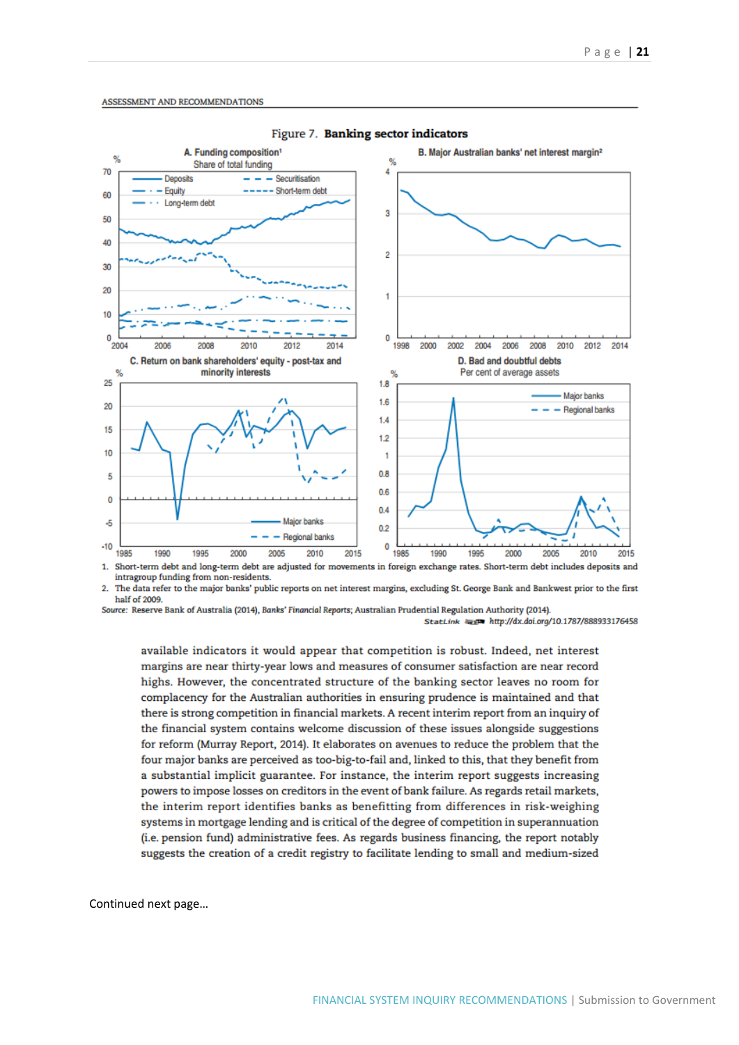ASSESSMENT AND RECOMMENDATIONS

**Figure 7. Banking sector indicators**

A. Funding composition[1]
Share of total funding
%
70
60
50
40
30
20
10
0
2004 2006 2008 2010 2012 2014
Deposits
Equity
Long-term debt
Securitisation
Short-term debt

B. Major Australian banks' net interest margin[2]
%
4
3
2
1
0
1998 2000 2002 2004 2006 2008 2010 2012 2014

C. Return on bank shareholders' equity - post-tax and minority interests
%
25
20
15
10
5
0
-5
-10
1985 1990 1995 2000 2005 2010 2015
Major banks
Regional banks

D. Bad and doubtful debts
Per cent of average assets
%
1.8
1.6
1.4
1.2
1
0.8
0.6
0.4
0.2
0
1985 1990 1995 2000 2005 2010 2015
Major banks
Regional banks

1. Short-term debt and long-term debt are adjusted for movements in foreign exchange rates. Short-term debt includes deposits and intragroup funding from non-residents.
2. The data refer to the major banks' public reports on net interest margins, excluding St. George Bank and Bankwest prior to the first half of 2009.

Source: Reserve Bank of Australia (2014), *Banks' Financial Reports*; Australian Prudential Regulation Authority (2014).

StatLink http://dx.doi.org/10.1787/888933176458

available indicators it would appear that competition is robust. Indeed, net interest margins are near thirty-year lows and measures of consumer satisfaction are near record highs. However, the concentrated structure of the banking sector leaves no room for complacency for the Australian authorities in ensuring prudence is maintained and that there is strong competition in financial markets. A recent interim report from an inquiry of the financial system contains welcome discussion of these issues alongside suggestions for reform (Murray Report, 2014). It elaborates on avenues to reduce the problem that the four major banks are perceived as too-big-to-fail and, linked to this, that they benefit from a substantial implicit guarantee. For instance, the interim report suggests increasing powers to impose losses on creditors in the event of bank failure. As regards retail markets, the interim report identifies banks as benefitting from differences in risk-weighing systems in mortgage lending and is critical of the degree of competition in superannuation (i.e. pension fund) administrative fees. As regards business financing, the report notably suggests the creation of a credit registry to facilitate lending to small and medium-sized

Continued next page…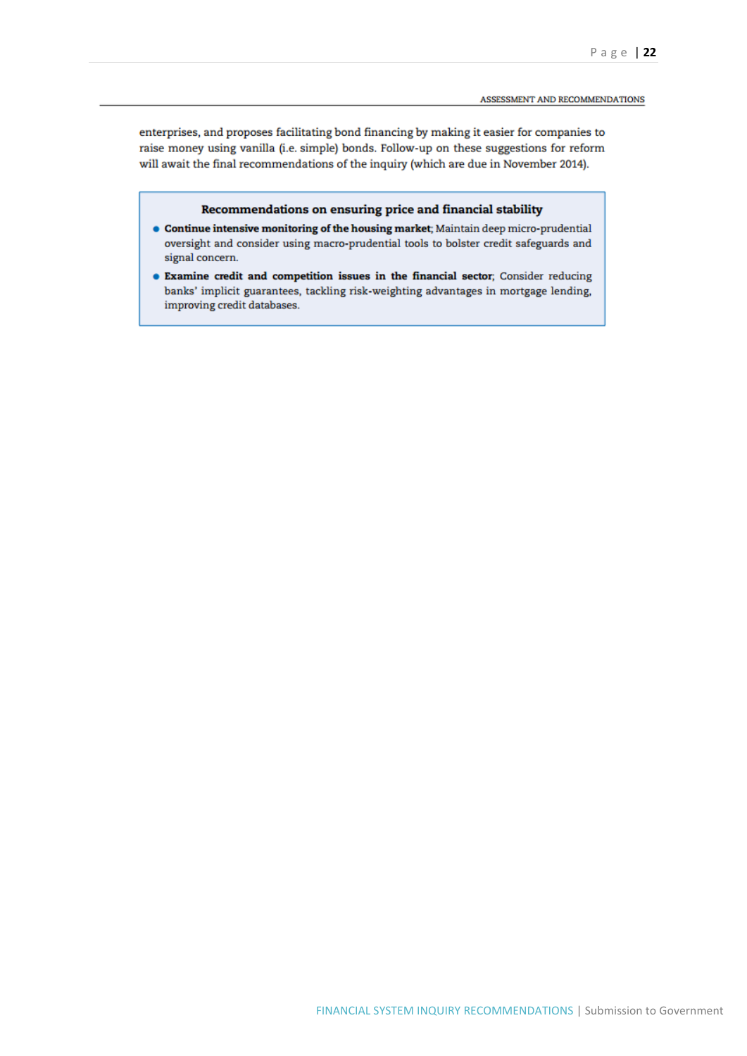enterprises, and proposes facilitating bond financing by making it easier for companies to raise money using vanilla (i.e. simple) bonds. Follow-up on these suggestions for reform will await the final recommendations of the inquiry (which are due in November 2014).

**Recommendations on ensuring price and financial stability**

- **Continue intensive monitoring of the housing market**; Maintain deep micro-prudential oversight and consider using macro-prudential tools to bolster credit safeguards and signal concern.
- **Examine credit and competition issues in the financial sector**; Consider reducing banks' implicit guarantees, tackling risk-weighting advantages in mortgage lending, improving credit databases.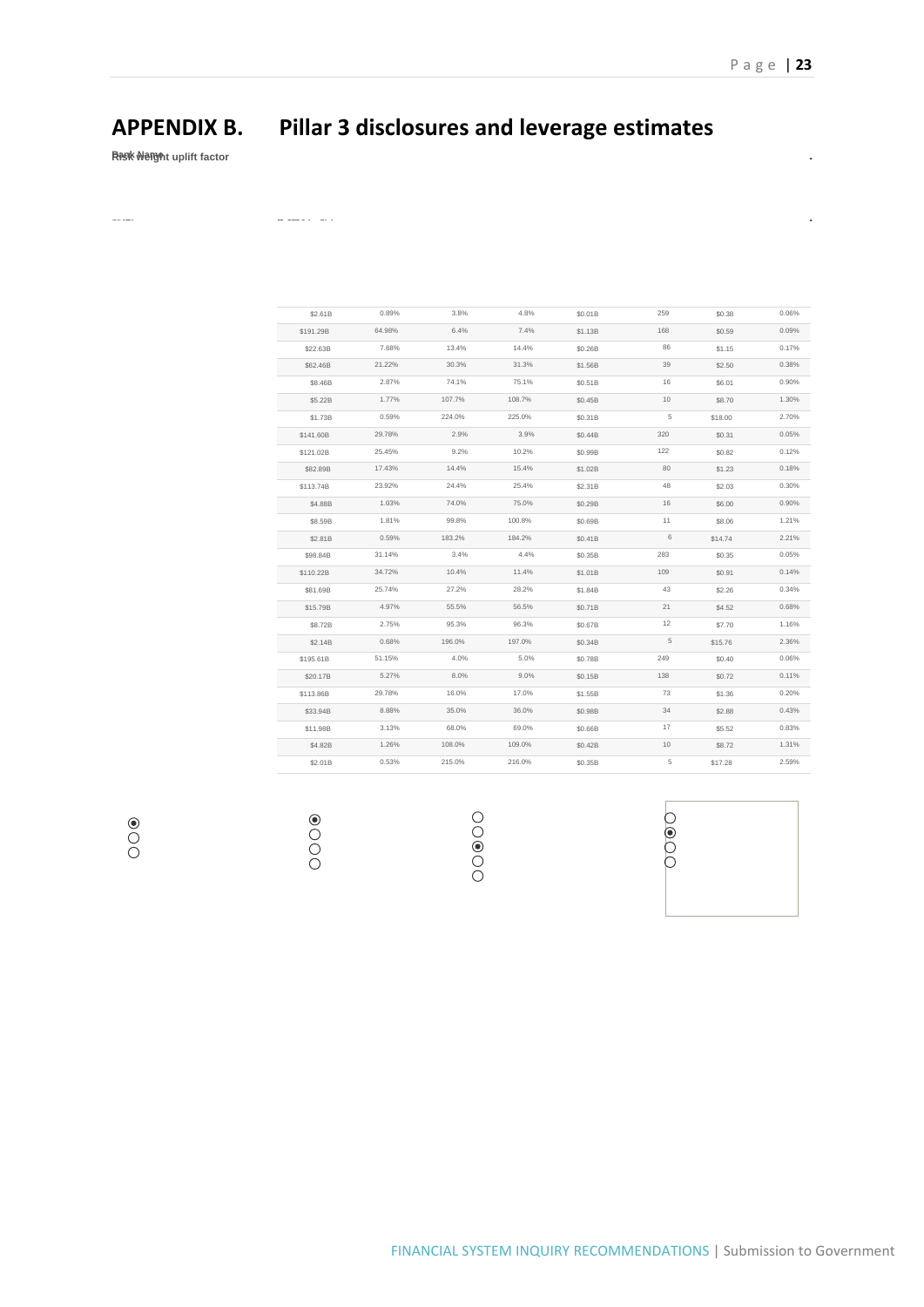# APPENDIX B. Pillar 3 disclosures and leverage estimates

**Bank Name**
**Risk weight uplift factor**

| | | | | | | | |
|---|---|---|---|---|---|---|---|
| $2.61B | 0.89% | 3.8% | 4.8% | $0.01B | 259 | $0.38 | 0.06% |
| $191.29B | 64.98% | 6.4% | 7.4% | $1.13B | 168 | $0.59 | 0.09% |
| $22.63B | 7.68% | 13.4% | 14.4% | $0.26B | 86 | $1.15 | 0.17% |
| $62.46B | 21.22% | 30.3% | 31.3% | $1.56B | 39 | $2.50 | 0.38% |
| $8.46B | 2.87% | 74.1% | 75.1% | $0.51B | 16 | $6.01 | 0.90% |
| $5.22B | 1.77% | 107.7% | 108.7% | $0.45B | 10 | $8.70 | 1.30% |
| $1.73B | 0.59% | 224.0% | 225.0% | $0.31B | 5 | $18.00 | 2.70% |
| $141.60B | 29.78% | 2.9% | 3.9% | $0.44B | 320 | $0.31 | 0.05% |
| $121.02B | 25.45% | 9.2% | 10.2% | $0.99B | 122 | $0.82 | 0.12% |
| $82.89B | 17.43% | 14.4% | 15.4% | $1.02B | 80 | $1.23 | 0.18% |
| $113.74B | 23.92% | 24.4% | 25.4% | $2.31B | 48 | $2.03 | 0.30% |
| $4.88B | 1.03% | 74.0% | 75.0% | $0.29B | 16 | $6.00 | 0.90% |
| $8.59B | 1.81% | 99.8% | 100.8% | $0.69B | 11 | $8.06 | 1.21% |
| $2.81B | 0.59% | 183.2% | 184.2% | $0.41B | 6 | $14.74 | 2.21% |
| $98.84B | 31.14% | 3.4% | 4.4% | $0.35B | 283 | $0.35 | 0.05% |
| $110.22B | 34.72% | 10.4% | 11.4% | $1.01B | 109 | $0.91 | 0.14% |
| $81.69B | 25.74% | 27.2% | 28.2% | $1.84B | 43 | $2.26 | 0.34% |
| $15.79B | 4.97% | 55.5% | 56.5% | $0.71B | 21 | $4.52 | 0.68% |
| $8.72B | 2.75% | 95.3% | 96.3% | $0.67B | 12 | $7.70 | 1.16% |
| $2.14B | 0.68% | 196.0% | 197.0% | $0.34B | 5 | $15.76 | 2.36% |
| $195.61B | 51.15% | 4.0% | 5.0% | $0.78B | 249 | $0.40 | 0.06% |
| $20.17B | 5.27% | 8.0% | 9.0% | $0.15B | 138 | $0.72 | 0.11% |
| $113.86B | 29.78% | 16.0% | 17.0% | $1.55B | 73 | $1.36 | 0.20% |
| $33.94B | 8.88% | 35.0% | 36.0% | $0.98B | 34 | $2.88 | 0.43% |
| $11.98B | 3.13% | 68.0% | 69.0% | $0.66B | 17 | $5.52 | 0.83% |
| $4.82B | 1.26% | 108.0% | 109.0% | $0.42B | 10 | $8.72 | 1.31% |
| $2.01B | 0.53% | 215.0% | 216.0% | $0.35B | 5 | $17.28 | 2.59% |